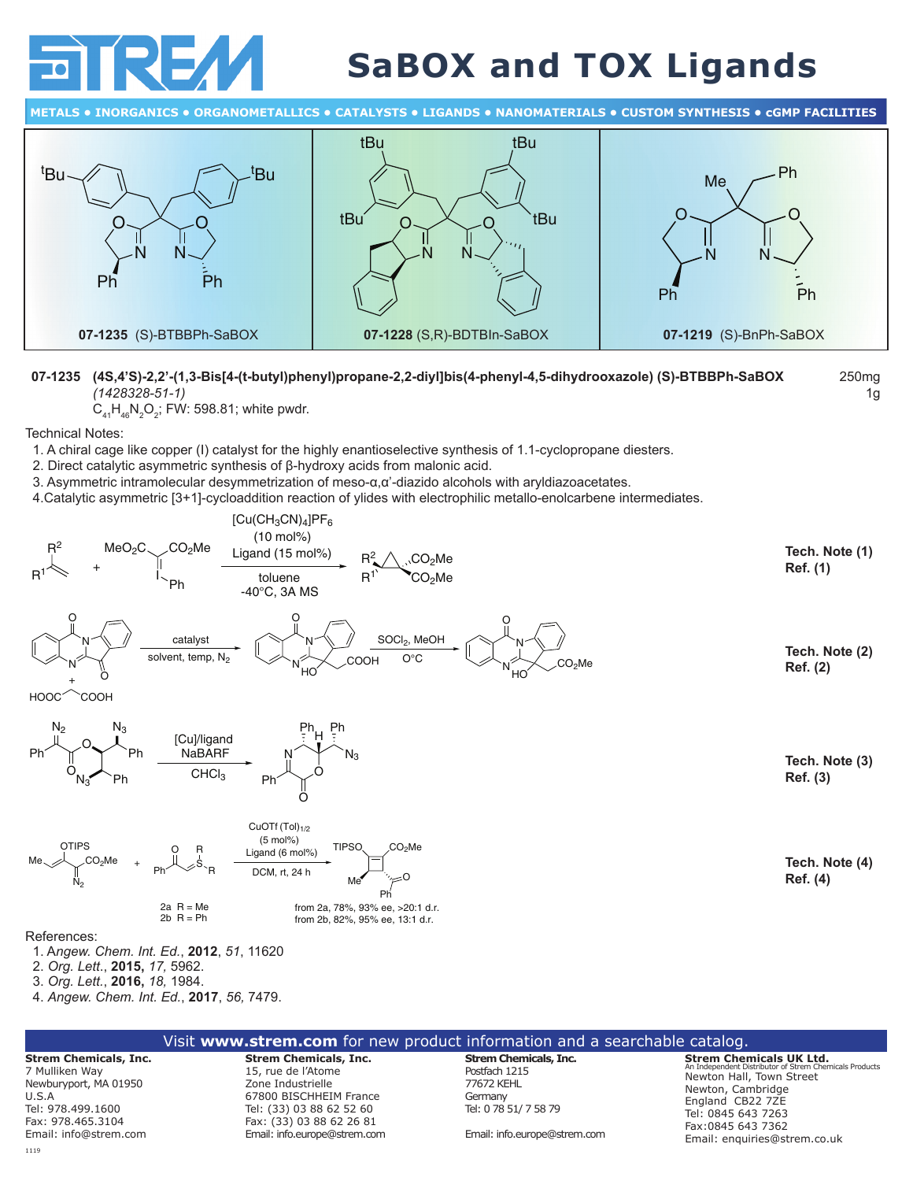# SaBOX and TOX Ligands

METALS • INORGANICS • ORGANOMETALLICS • CATALYSTS • LIGANDS • NANOMATERIALS • CUSTOM SYNTHESIS • cGMP FACILITIES

**07-1235** (S)-BTBBPh-SaBOX

**07-1228** (S,R)-BDTBIn-SaBOX

**07-1219** (S)-BnPh-SaBOX

**07-1235** **(4S,4'S)-2,2'-(1,3-Bis[4-(t-butyl)phenyl]propane-2,2-diyl]bis(4-phenyl-4,5-dihydrooxazole) (S)-BTBBPh-SaBOX** *(1428328-51-1)*
$C_{41}H_{46}N_2O_2$; FW: 598.81; white pwdr.

250mg
1g

Technical Notes:

1. A chiral cage like copper (I) catalyst for the highly enantioselective synthesis of 1.1-cyclopropane diesters.
2. Direct catalytic asymmetric synthesis of β-hydroxy acids from malonic acid.
3. Asymmetric intramolecular desymmetrization of meso-α,α'-diazido alcohols with aryldiazoacetates.
4. Catalytic asymmetric [3+1]-cycloaddition reaction of ylides with electrophilic metallo-enolcarbene intermediates.

[Cu(CH$_3$CN)$_4$]PF$_6$ (10 mol%), Ligand (15 mol%), toluene, -40°C, 3A MS — **Tech. Note (1) Ref. (1)**

catalyst, solvent, temp, N$_2$; SOCl$_2$, MeOH, 0°C — **Tech. Note (2) Ref. (2)**

[Cu]/ligand, NaBARF, CHCl$_3$ — **Tech. Note (3) Ref. (3)**

CuOTf (Tol)$_{1/2}$ (5 mol%), Ligand (6 mol%), DCM, rt, 24 h — **Tech. Note (4) Ref. (4)**

2a R = Me
2b R = Ph

from 2a, 78%, 93% ee, >20:1 d.r.
from 2b, 82%, 95% ee, 13:1 d.r.

References:

1. *Angew. Chem. Int. Ed.*, **2012**, *51*, 11620
2. *Org. Lett.*, **2015,** *17*, 5962.
3. *Org. Lett.*, **2016,** *18,* 1984.
4. *Angew. Chem. Int. Ed.*, **2017**, *56,* 7479.

Visit **www.strem.com** for new product information and a searchable catalog.

**Strem Chemicals, Inc.**
7 Mulliken Way
Newburyport, MA 01950
U.S.A
Tel: 978.499.1600
Fax: 978.465.3104
Email: info@strem.com

**Strem Chemicals, Inc.**
15, rue de l'Atome
Zone Industrielle
67800 BISCHHEIM France
Tel: (33) 03 88 62 52 60
Fax: (33) 03 88 62 26 81
Email: info.europe@strem.com

**Strem Chemicals, Inc.**
Postfach 1215
77672 KEHL
Germany
Tel: 0 78 51/ 7 58 79
Email: info.europe@strem.com

**Strem Chemicals UK Ltd.**
An Independent Distributor of Strem Chemicals Products
Newton Hall, Town Street
Newton, Cambridge
England CB22 7ZE
Tel: 0845 643 7263
Fax:0845 643 7362
Email: enquiries@strem.co.uk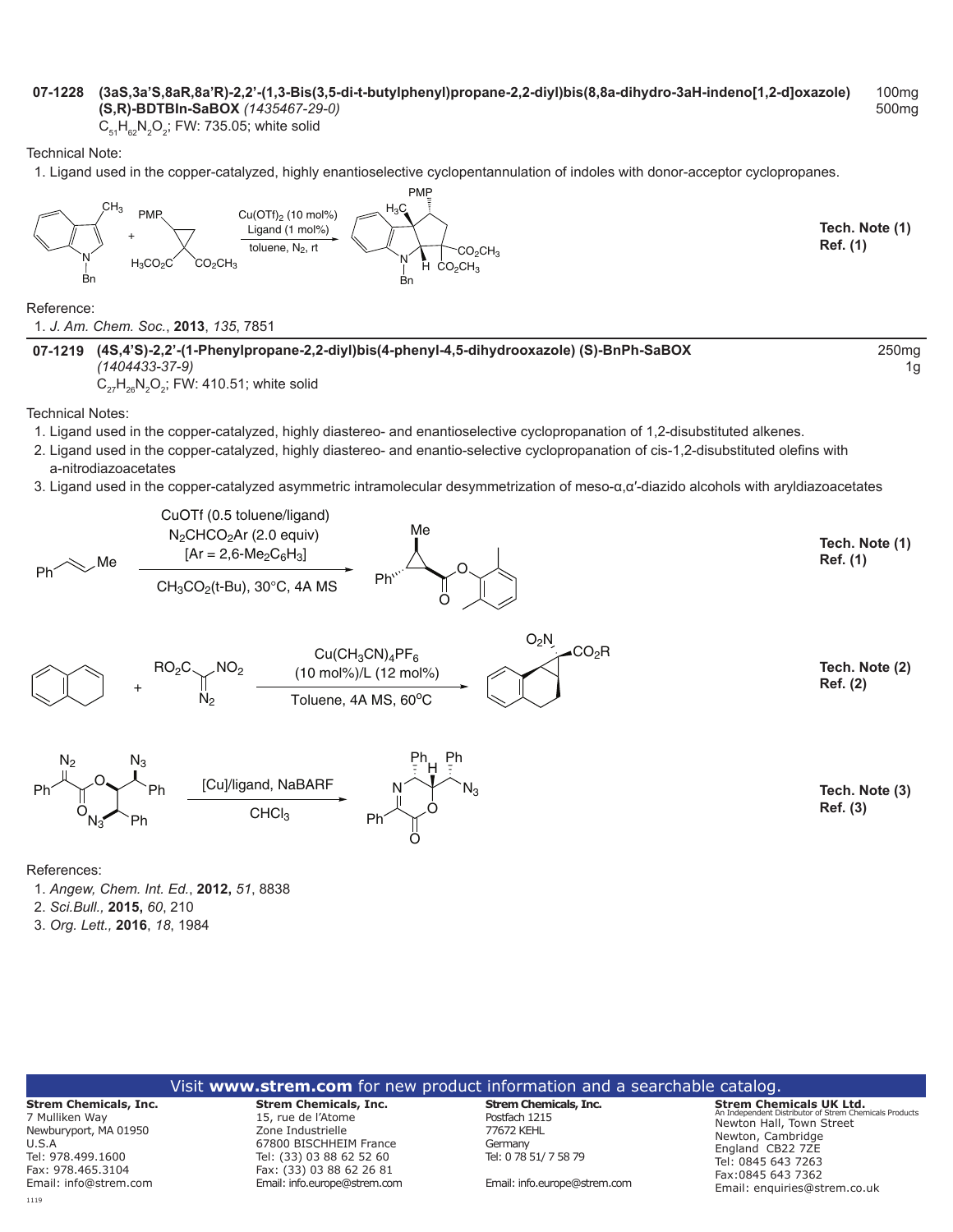**07-1228** **(3aS,3a'S,8aR,8a'R)-2,2'-(1,3-Bis(3,5-di-t-butylphenyl)propane-2,2-diyl)bis(8,8a-dihydro-3aH-indeno[1,2-d]oxazole) (S,R)-BDTBIn-SaBOX** *(1435467-29-0)* 100mg 500mg

$C_{51}H_{62}N_2O_2$; FW: 735.05; white solid

Technical Note:

1. Ligand used in the copper-catalyzed, highly enantioselective cyclopentannulation of indoles with donor-acceptor cyclopropanes.

Cu(OTf)$_2$ (10 mol%)
Ligand (1 mol%)
toluene, $N_2$, rt

Tech. Note (1)
Ref. (1)

Reference:

1. *J. Am. Chem. Soc.*, **2013**, *135*, 7851

**07-1219** **(4S,4'S)-2,2'-(1-Phenylpropane-2,2-diyl)bis(4-phenyl-4,5-dihydrooxazole) (S)-BnPh-SaBOX** *(1404433-37-9)* 250mg 1g

$C_{27}H_{26}N_2O_2$; FW: 410.51; white solid

Technical Notes:

1. Ligand used in the copper-catalyzed, highly diastereo- and enantioselective cyclopropanation of 1,2-disubstituted alkenes.
2. Ligand used in the copper-catalyzed, highly diastereo- and enantio-selective cyclopropanation of cis-1,2-disubstituted olefins with a-nitrodiazoacetates
3. Ligand used in the copper-catalyzed asymmetric intramolecular desymmetrization of meso-α,α′-diazido alcohols with aryldiazoacetates

CuOTf (0.5 toluene/ligand)
$N_2CHCO_2Ar$ (2.0 equiv)
[Ar = 2,6-$Me_2C_6H_3$]
$CH_3CO_2$(t-Bu), 30°C, 4A MS

Tech. Note (1)
Ref. (1)

$Cu(CH_3CN)_4PF_6$
(10 mol%)/L (12 mol%)
Toluene, 4A MS, 60°C

Tech. Note (2)
Ref. (2)

[Cu]/ligand, NaBARF
$CHCl_3$

Tech. Note (3)
Ref. (3)

References:

1. *Angew, Chem. Int. Ed.*, **2012,** *51*, 8838
2. *Sci.Bull.,* **2015,** *60*, 210
3. *Org. Lett.,* **2016**, *18*, 1984

Visit **www.strem.com** for new product information and a searchable catalog.

**Strem Chemicals, Inc.**
7 Mulliken Way
Newburyport, MA 01950
U.S.A
Tel: 978.499.1600
Fax: 978.465.3104
Email: info@strem.com

**Strem Chemicals, Inc.**
15, rue de l'Atome
Zone Industrielle
67800 BISCHHEIM France
Tel: (33) 03 88 62 52 60
Fax: (33) 03 88 62 26 81
Email: info.europe@strem.com

**Strem Chemicals, Inc.**
Postfach 1215
77672 KEHL
Germany
Tel: 0 78 51/ 7 58 79

Email: info.europe@strem.com

**Strem Chemicals UK Ltd.**
An Independent Distributor of Strem Chemicals Products
Newton Hall, Town Street
Newton, Cambridge
England CB22 7ZE
Tel: 0845 643 7263
Fax:0845 643 7362
Email: enquiries@strem.co.uk